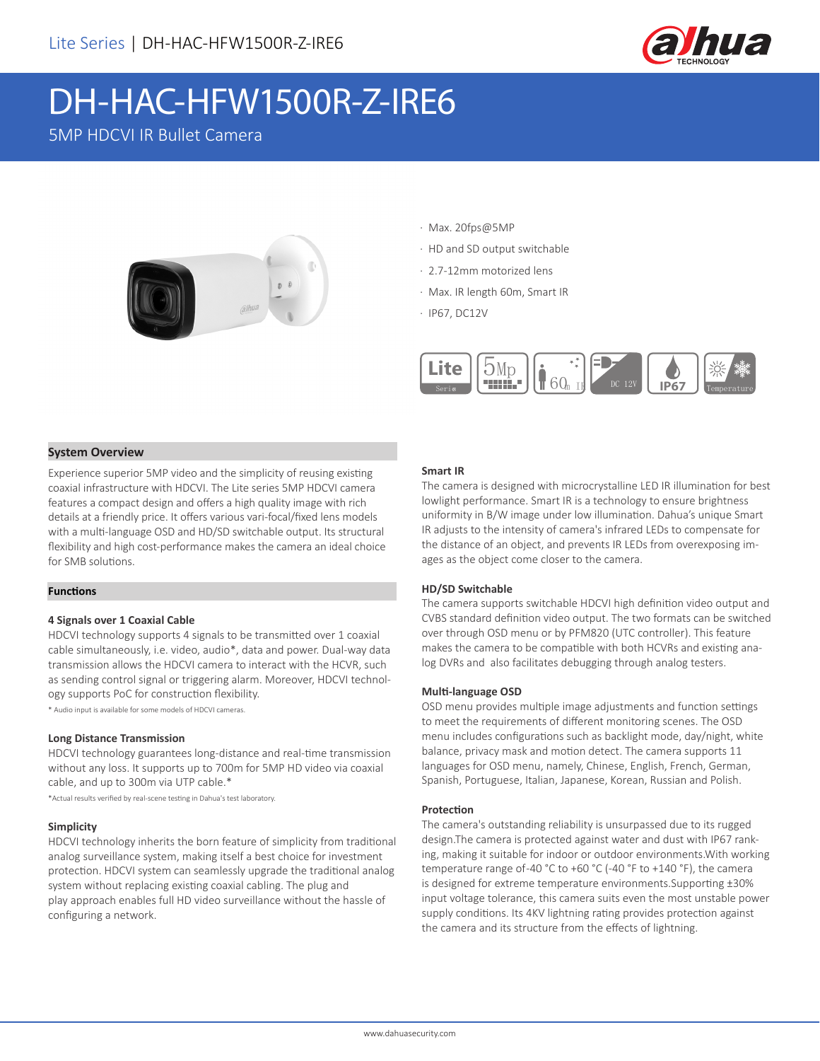# DH-HAC-HFW1500R-Z-IRE6

5MP HDCVI IR Bullet Camera

- Max. 20fps@5MP
- HD and SD output switchable
- 2.7-12mm motorized lens
- Max. IR length 60m, Smart IR
- IP67, DC12V

## System Overview

Experience superior 5MP video and the simplicity of reusing existing coaxial infrastructure with HDCVI. The Lite series 5MP HDCVI camera features a compact design and offers a high quality image with rich details at a friendly price. It offers various vari-focal/fixed lens models with a multi-language OSD and HD/SD switchable output. Its structural flexibility and high cost-performance makes the camera an ideal choice for SMB solutions.

## Functions

### 4 Signals over 1 Coaxial Cable

HDCVI technology supports 4 signals to be transmitted over 1 coaxial cable simultaneously, i.e. video, audio*, data and power. Dual-way data transmission allows the HDCVI camera to interact with the HCVR, such as sending control signal or triggering alarm. Moreover, HDCVI technology supports PoC for construction flexibility.

* Audio input is available for some models of HDCVI cameras.

### Long Distance Transmission

HDCVI technology guarantees long-distance and real-time transmission without any loss. It supports up to 700m for 5MP HD video via coaxial cable, and up to 300m via UTP cable.*

*Actual results verified by real-scene testing in Dahua's test laboratory.

### Simplicity

HDCVI technology inherits the born feature of simplicity from traditional analog surveillance system, making itself a best choice for investment protection. HDCVI system can seamlessly upgrade the traditional analog system without replacing existing coaxial cabling. The plug and play approach enables full HD video surveillance without the hassle of configuring a network.

### Smart IR

The camera is designed with microcrystalline LED IR illumination for best lowlight performance. Smart IR is a technology to ensure brightness uniformity in B/W image under low illumination. Dahua's unique Smart IR adjusts to the intensity of camera's infrared LEDs to compensate for the distance of an object, and prevents IR LEDs from overexposing images as the object come closer to the camera.

### HD/SD Switchable

The camera supports switchable HDCVI high definition video output and CVBS standard definition video output. The two formats can be switched over through OSD menu or by PFM820 (UTC controller). This feature makes the camera to be compatible with both HCVRs and existing analog DVRs and also facilitates debugging through analog testers.

### Multi-language OSD

OSD menu provides multiple image adjustments and function settings to meet the requirements of different monitoring scenes. The OSD menu includes configurations such as backlight mode, day/night, white balance, privacy mask and motion detect. The camera supports 11 languages for OSD menu, namely, Chinese, English, French, German, Spanish, Portuguese, Italian, Japanese, Korean, Russian and Polish.

### Protection

The camera's outstanding reliability is unsurpassed due to its rugged design.The camera is protected against water and dust with IP67 ranking, making it suitable for indoor or outdoor environments.With working temperature range of-40 °C to +60 °C (-40 °F to +140 °F), the camera is designed for extreme temperature environments.Supporting ±30% input voltage tolerance, this camera suits even the most unstable power supply conditions. Its 4KV lightning rating provides protection against the camera and its structure from the effects of lightning.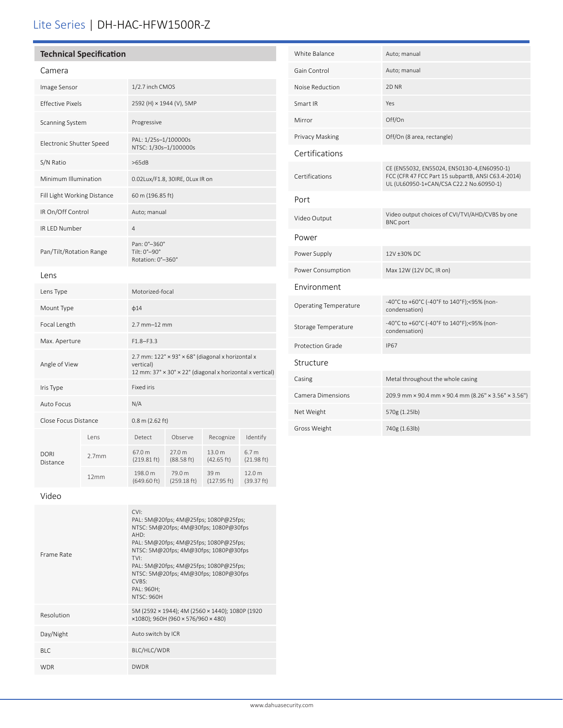Lite Series | DH-HAC-HFW1500R-Z

## Technical Specification

### Camera

| | |
|---|---|
| Image Sensor | 1/2.7 inch CMOS |
| Effective Pixels | 2592 (H) × 1944 (V), 5MP |
| Scanning System | Progressive |
| Electronic Shutter Speed | PAL: 1/25s–1/100000s<br>NTSC: 1/30s–1/100000s |
| S/N Ratio | >65dB |
| Minimum Illumination | 0.02Lux/F1.8, 30IRE, 0Lux IR on |
| Fill Light Working Distance | 60 m (196.85 ft) |
| IR On/Off Control | Auto; manual |
| IR LED Number | 4 |
| Pan/Tilt/Rotation Range | Pan: 0°–360°<br>Tilt: 0°–90°<br>Rotation: 0°–360° |

### Lens

| | |
|---|---|
| Lens Type | Motorized-focal |
| Mount Type | ϕ14 |
| Focal Length | 2.7 mm–12 mm |
| Max. Aperture | F1.8–F3.3 |
| Angle of View | 2.7 mm: 122° × 93° × 68° (diagonal x horizontal x vertical)<br>12 mm: 37° × 30° × 22° (diagonal x horizontal x vertical) |
| Iris Type | Fixed iris |
| Auto Focus | N/A |
| Close Focus Distance | 0.8 m (2.62 ft) |

| DORI Distance | Lens | Detect | Observe | Recognize | Identify |
|---|---|---|---|---|---|
| | 2.7mm | 67.0 m (219.81 ft) | 27.0 m (88.58 ft) | 13.0 m (42.65 ft) | 6.7 m (21.98 ft) |
| | 12mm | 198.0 m (649.60 ft) | 79.0 m (259.18 ft) | 39 m (127.95 ft) | 12.0 m (39.37 ft) |

### Video

| | |
|---|---|
| Frame Rate | CVI:<br>PAL: 5M@20fps; 4M@25fps; 1080P@25fps;<br>NTSC: 5M@20fps; 4M@30fps; 1080P@30fps<br>AHD:<br>PAL: 5M@20fps; 4M@25fps; 1080P@25fps;<br>NTSC: 5M@20fps; 4M@30fps; 1080P@30fps<br>TVI:<br>PAL: 5M@20fps; 4M@25fps; 1080P@25fps;<br>NTSC: 5M@20fps; 4M@30fps; 1080P@30fps<br>CVBS:<br>PAL: 960H;<br>NTSC: 960H |
| Resolution | 5M (2592 × 1944); 4M (2560 × 1440); 1080P (1920 ×1080); 960H (960 × 576/960 × 480) |
| Day/Night | Auto switch by ICR |
| BLC | BLC/HLC/WDR |
| WDR | DWDR |
| White Balance | Auto; manual |
| Gain Control | Auto; manual |
| Noise Reduction | 2D NR |
| Smart IR | Yes |
| Mirror | Off/On |
| Privacy Masking | Off/On (8 area, rectangle) |

### Certifications

| | |
|---|---|
| Certifications | CE (EN55032, EN55024, EN50130-4,EN60950-1)<br>FCC (CFR 47 FCC Part 15 subpartB, ANSI C63.4-2014)<br>UL (UL60950-1+CAN/CSA C22.2 No.60950-1) |

### Port

| | |
|---|---|
| Video Output | Video output choices of CVI/TVI/AHD/CVBS by one BNC port |

### Power

| | |
|---|---|
| Power Supply | 12V ±30% DC |
| Power Consumption | Max 12W (12V DC, IR on) |

### Environment

| | |
|---|---|
| Operating Temperature | -40°C to +60°C (-40°F to 140°F);<95% (non-condensation) |
| Storage Temperature | -40°C to +60°C (-40°F to 140°F);<95% (non-condensation) |
| Protection Grade | IP67 |

### Structure

| | |
|---|---|
| Casing | Metal throughout the whole casing |
| Camera Dimensions | 209.9 mm × 90.4 mm × 90.4 mm (8.26" × 3.56" × 3.56") |
| Net Weight | 570g (1.25lb) |
| Gross Weight | 740g (1.63lb) |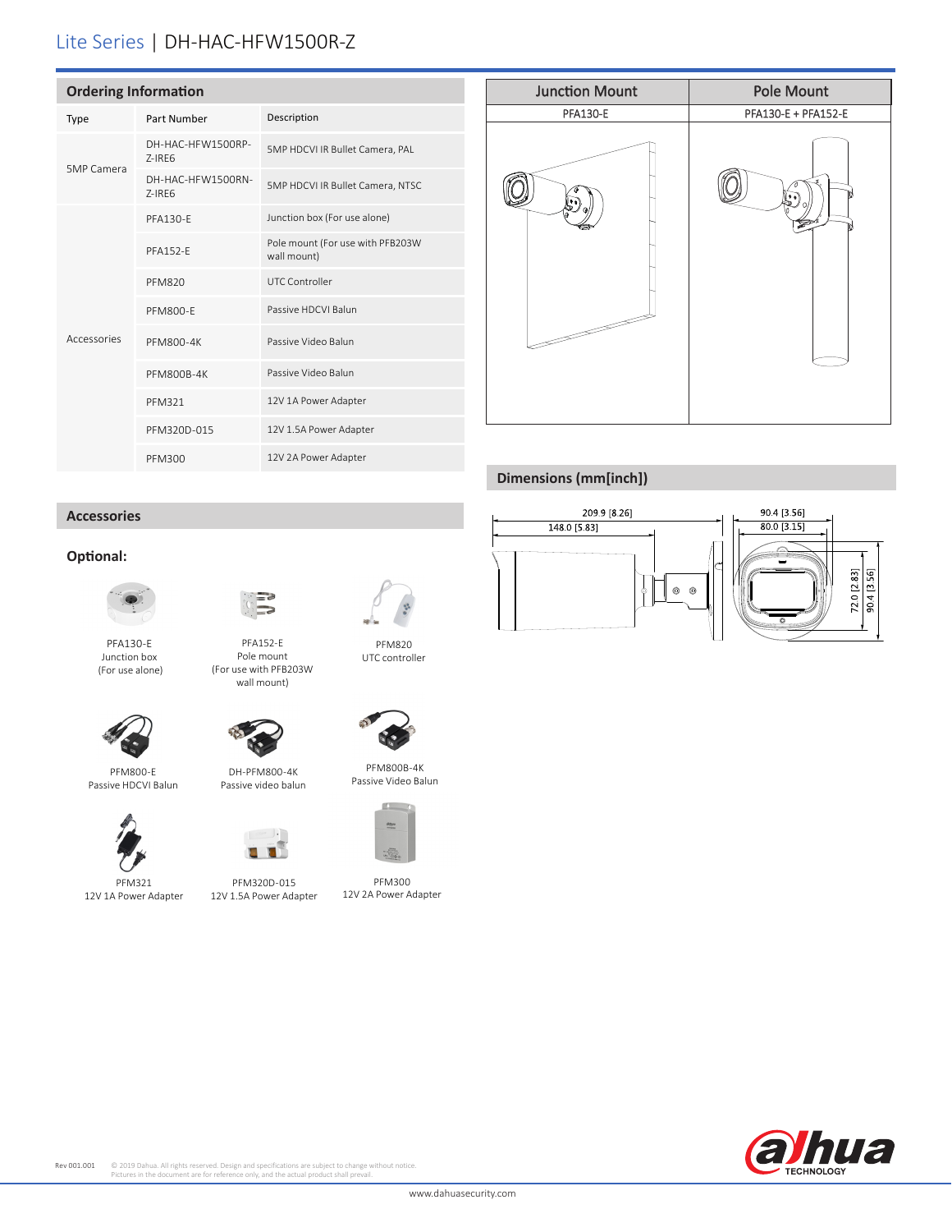# Lite Series | DH-HAC-HFW1500R-Z

## Ordering Information

| Type | Part Number | Description |
|---|---|---|
| 5MP Camera | DH-HAC-HFW1500RP-Z-IRE6 | 5MP HDCVI IR Bullet Camera, PAL |
| | DH-HAC-HFW1500RN-Z-IRE6 | 5MP HDCVI IR Bullet Camera, NTSC |
| Accessories | PFA130-E | Junction box (For use alone) |
| | PFA152-E | Pole mount (For use with PFB203W wall mount) |
| | PFM820 | UTC Controller |
| | PFM800-E | Passive HDCVI Balun |
| | PFM800-4K | Passive Video Balun |
| | PFM800B-4K | Passive Video Balun |
| | PFM321 | 12V 1A Power Adapter |
| | PFM320D-015 | 12V 1.5A Power Adapter |
| | PFM300 | 12V 2A Power Adapter |

| Junction Mount | Pole Mount |
|---|---|
| PFA130-E | PFA130-E + PFA152-E |

## Dimensions (mm[inch])

209.9 [8.26]
148.0 [5.83]
90.4 [3.56]
80.0 [3.15]
72.0 [2.83]
90.4 [3.56]

## Accessories

### Optional:

PFA130-E
Junction box
(For use alone)

PFA152-E
Pole mount
(For use with PFB203W wall mount)

PFM820
UTC controller

PFM800-E
Passive HDCVI Balun

DH-PFM800-4K
Passive video balun

PFM800B-4K
Passive Video Balun

PFM321
12V 1A Power Adapter

PFM320D-015
12V 1.5A Power Adapter

PFM300
12V 2A Power Adapter

Rev 001.001 © 2019 Dahua. All rights reserved. Design and specifications are subject to change without notice. Pictures in the document are for reference only, and the actual product shall prevail.

www.dahuasecurity.com